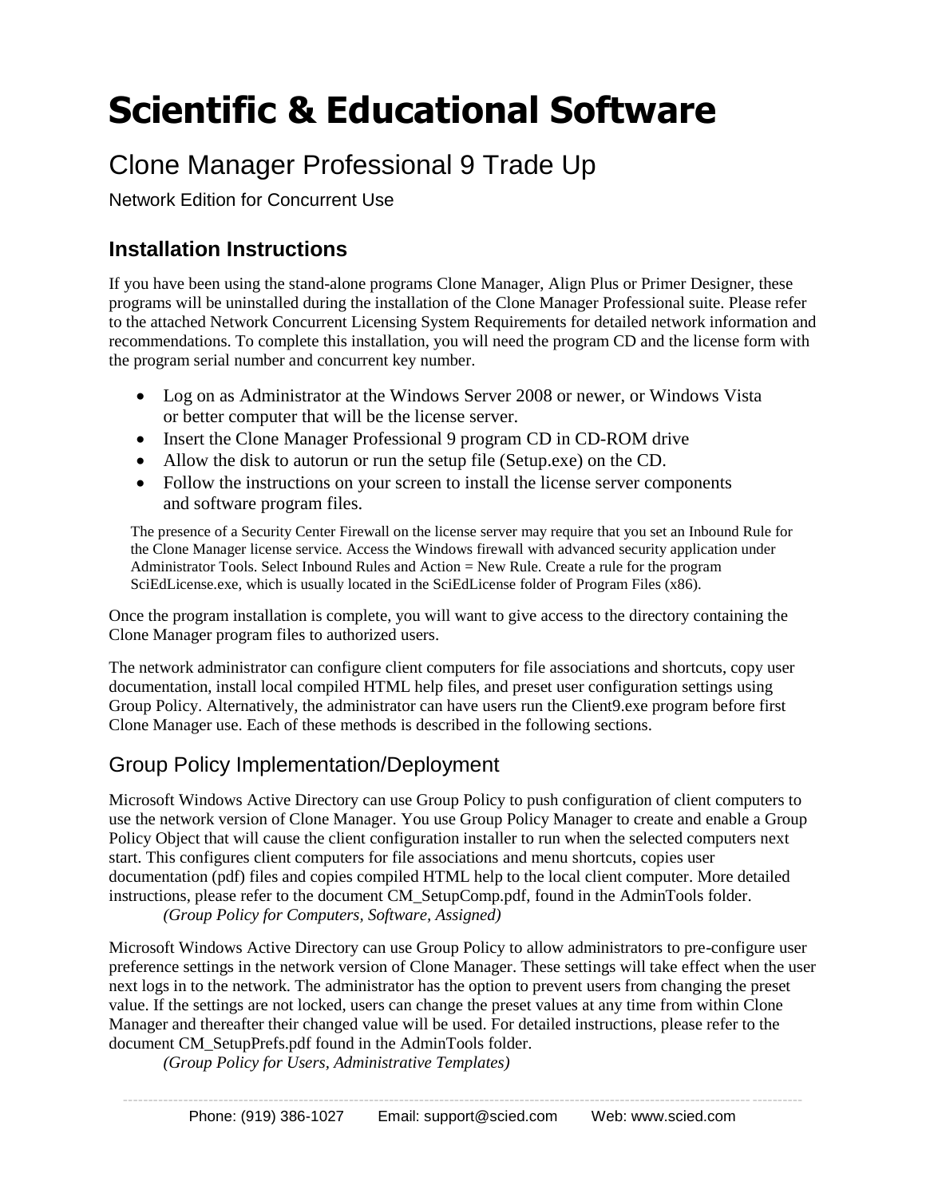# Scientific & Educational Software

## Clone Manager Professional 9 Trade Up

Network Edition for Concurrent Use

### Installation Instructions

If you have been using the stand-alone programs Clone Manager, Align Plus or Primer Designer, these programs will be uninstalled during the installation of the Clone Manager Professional suite. Please refer to the attached Network Concurrent Licensing System Requirements for detailed network information and recommendations. To complete this installation, you will need the program CD and the license form with the program serial number and concurrent key number.

- Log on as Administrator at the Windows Server 2008 or newer, or Windows Vista or better computer that will be the license server.
- Insert the Clone Manager Professional 9 program CD in CD-ROM drive
- Allow the disk to autorun or run the setup file (Setup.exe) on the CD.
- Follow the instructions on your screen to install the license server components and software program files.

The presence of a Security Center Firewall on the license server may require that you set an Inbound Rule for the Clone Manager license service. Access the Windows firewall with advanced security application under Administrator Tools. Select Inbound Rules and Action = New Rule. Create a rule for the program SciEdLicense.exe, which is usually located in the SciEdLicense folder of Program Files (x86).

Once the program installation is complete, you will want to give access to the directory containing the Clone Manager program files to authorized users.

The network administrator can configure client computers for file associations and shortcuts, copy user documentation, install local compiled HTML help files, and preset user configuration settings using Group Policy. Alternatively, the administrator can have users run the Client9.exe program before first Clone Manager use. Each of these methods is described in the following sections.

### Group Policy Implementation/Deployment

Microsoft Windows Active Directory can use Group Policy to push configuration of client computers to use the network version of Clone Manager. You use Group Policy Manager to create and enable a Group Policy Object that will cause the client configuration installer to run when the selected computers next start. This configures client computers for file associations and menu shortcuts, copies user documentation (pdf) files and copies compiled HTML help to the local client computer. More detailed instructions, please refer to the document CM_SetupComp.pdf, found in the AdminTools folder.

*(Group Policy for Computers, Software, Assigned)*

Microsoft Windows Active Directory can use Group Policy to allow administrators to pre-configure user preference settings in the network version of Clone Manager. These settings will take effect when the user next logs in to the network. The administrator has the option to prevent users from changing the preset value. If the settings are not locked, users can change the preset values at any time from within Clone Manager and thereafter their changed value will be used. For detailed instructions, please refer to the document CM_SetupPrefs.pdf found in the AdminTools folder.

*(Group Policy for Users, Administrative Templates)*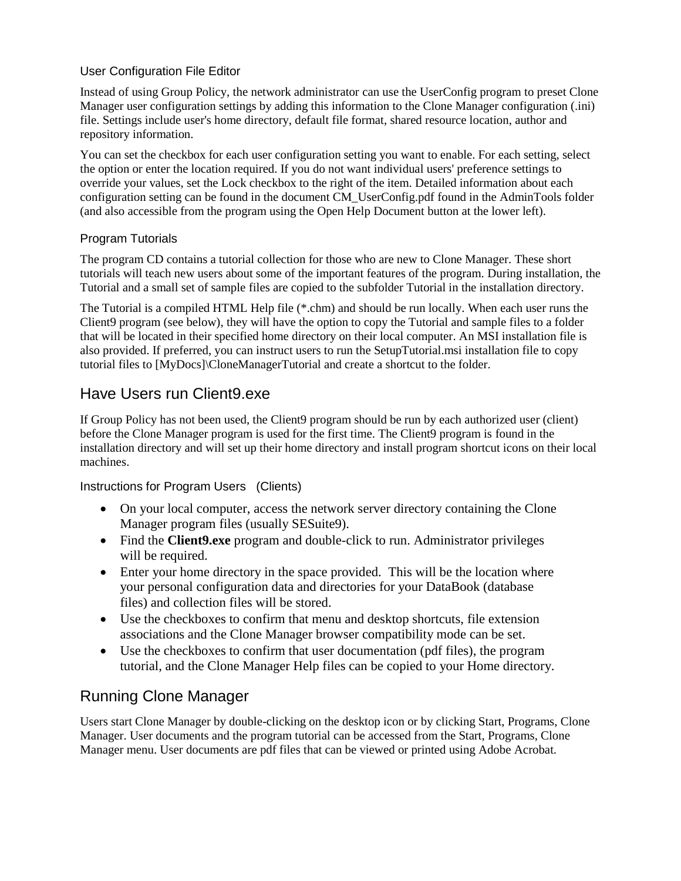### User Configuration File Editor

Instead of using Group Policy, the network administrator can use the UserConfig program to preset Clone Manager user configuration settings by adding this information to the Clone Manager configuration (.ini) file. Settings include user's home directory, default file format, shared resource location, author and repository information.

You can set the checkbox for each user configuration setting you want to enable. For each setting, select the option or enter the location required. If you do not want individual users' preference settings to override your values, set the Lock checkbox to the right of the item. Detailed information about each configuration setting can be found in the document CM_UserConfig.pdf found in the AdminTools folder (and also accessible from the program using the Open Help Document button at the lower left).

### Program Tutorials

The program CD contains a tutorial collection for those who are new to Clone Manager. These short tutorials will teach new users about some of the important features of the program. During installation, the Tutorial and a small set of sample files are copied to the subfolder Tutorial in the installation directory.

The Tutorial is a compiled HTML Help file (*.chm) and should be run locally. When each user runs the Client9 program (see below), they will have the option to copy the Tutorial and sample files to a folder that will be located in their specified home directory on their local computer. An MSI installation file is also provided. If preferred, you can instruct users to run the SetupTutorial.msi installation file to copy tutorial files to [MyDocs]\CloneManagerTutorial and create a shortcut to the folder.

## Have Users run Client9.exe

If Group Policy has not been used, the Client9 program should be run by each authorized user (client) before the Clone Manager program is used for the first time. The Client9 program is found in the installation directory and will set up their home directory and install program shortcut icons on their local machines.

### Instructions for Program Users (Clients)

- On your local computer, access the network server directory containing the Clone Manager program files (usually SESuite9).
- Find the **Client9.exe** program and double-click to run. Administrator privileges will be required.
- Enter your home directory in the space provided. This will be the location where your personal configuration data and directories for your DataBook (database files) and collection files will be stored.
- Use the checkboxes to confirm that menu and desktop shortcuts, file extension associations and the Clone Manager browser compatibility mode can be set.
- Use the checkboxes to confirm that user documentation (pdf files), the program tutorial, and the Clone Manager Help files can be copied to your Home directory.

## Running Clone Manager

Users start Clone Manager by double-clicking on the desktop icon or by clicking Start, Programs, Clone Manager. User documents and the program tutorial can be accessed from the Start, Programs, Clone Manager menu. User documents are pdf files that can be viewed or printed using Adobe Acrobat.